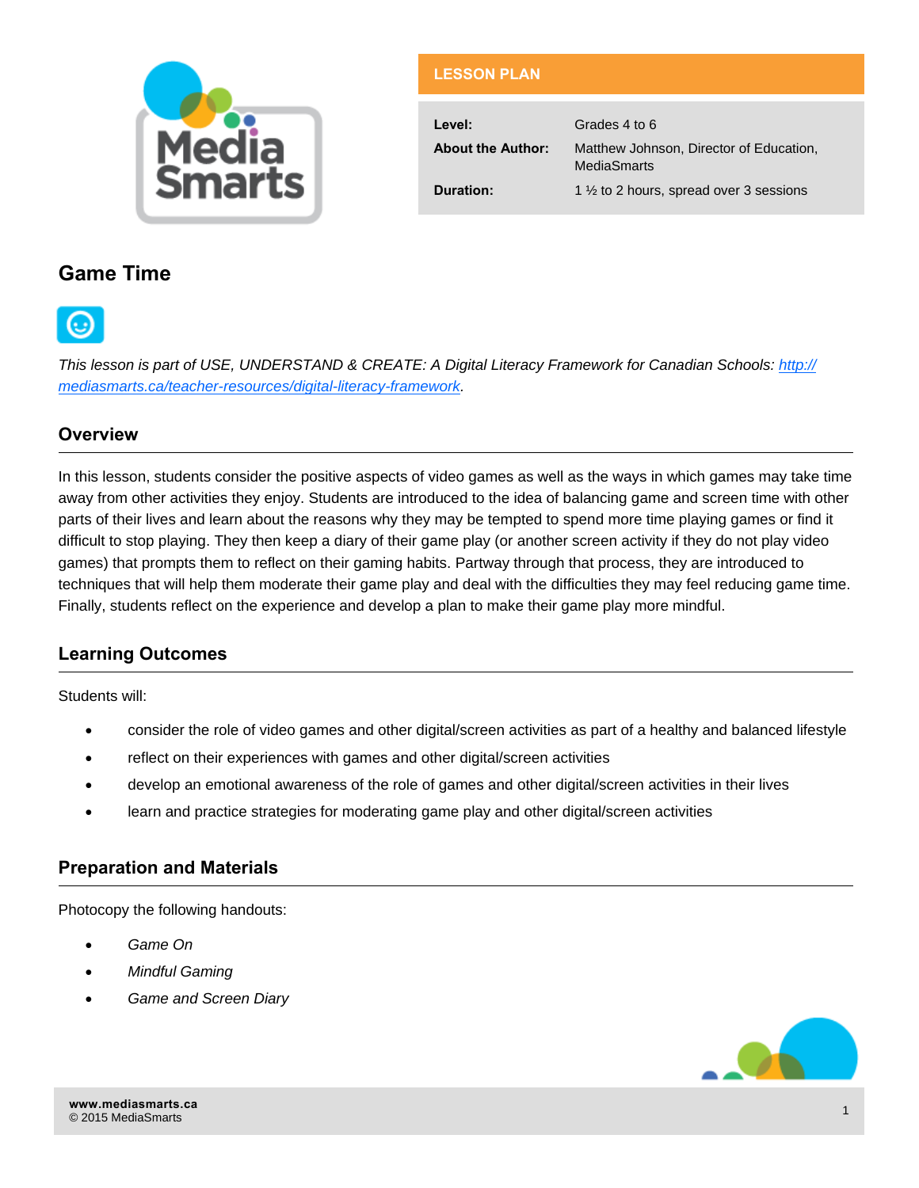LESSON PLAN

| | |
|---|---|
| **Level:** | Grades 4 to 6 |
| **About the Author:** | Matthew Johnson, Director of Education, MediaSmarts |
| **Duration:** | 1 ½ to 2 hours, spread over 3 sessions |

# Game Time

*This lesson is part of USE, UNDERSTAND & CREATE: A Digital Literacy Framework for Canadian Schools: [http://mediasmarts.ca/teacher-resources/digital-literacy-framework](http://mediasmarts.ca/teacher-resources/digital-literacy-framework).*

## Overview

In this lesson, students consider the positive aspects of video games as well as the ways in which games may take time away from other activities they enjoy. Students are introduced to the idea of balancing game and screen time with other parts of their lives and learn about the reasons why they may be tempted to spend more time playing games or find it difficult to stop playing. They then keep a diary of their game play (or another screen activity if they do not play video games) that prompts them to reflect on their gaming habits. Partway through that process, they are introduced to techniques that will help them moderate their game play and deal with the difficulties they may feel reducing game time. Finally, students reflect on the experience and develop a plan to make their game play more mindful.

## Learning Outcomes

Students will:

- consider the role of video games and other digital/screen activities as part of a healthy and balanced lifestyle
- reflect on their experiences with games and other digital/screen activities
- develop an emotional awareness of the role of games and other digital/screen activities in their lives
- learn and practice strategies for moderating game play and other digital/screen activities

## Preparation and Materials

Photocopy the following handouts:

- *Game On*
- *Mindful Gaming*
- *Game and Screen Diary*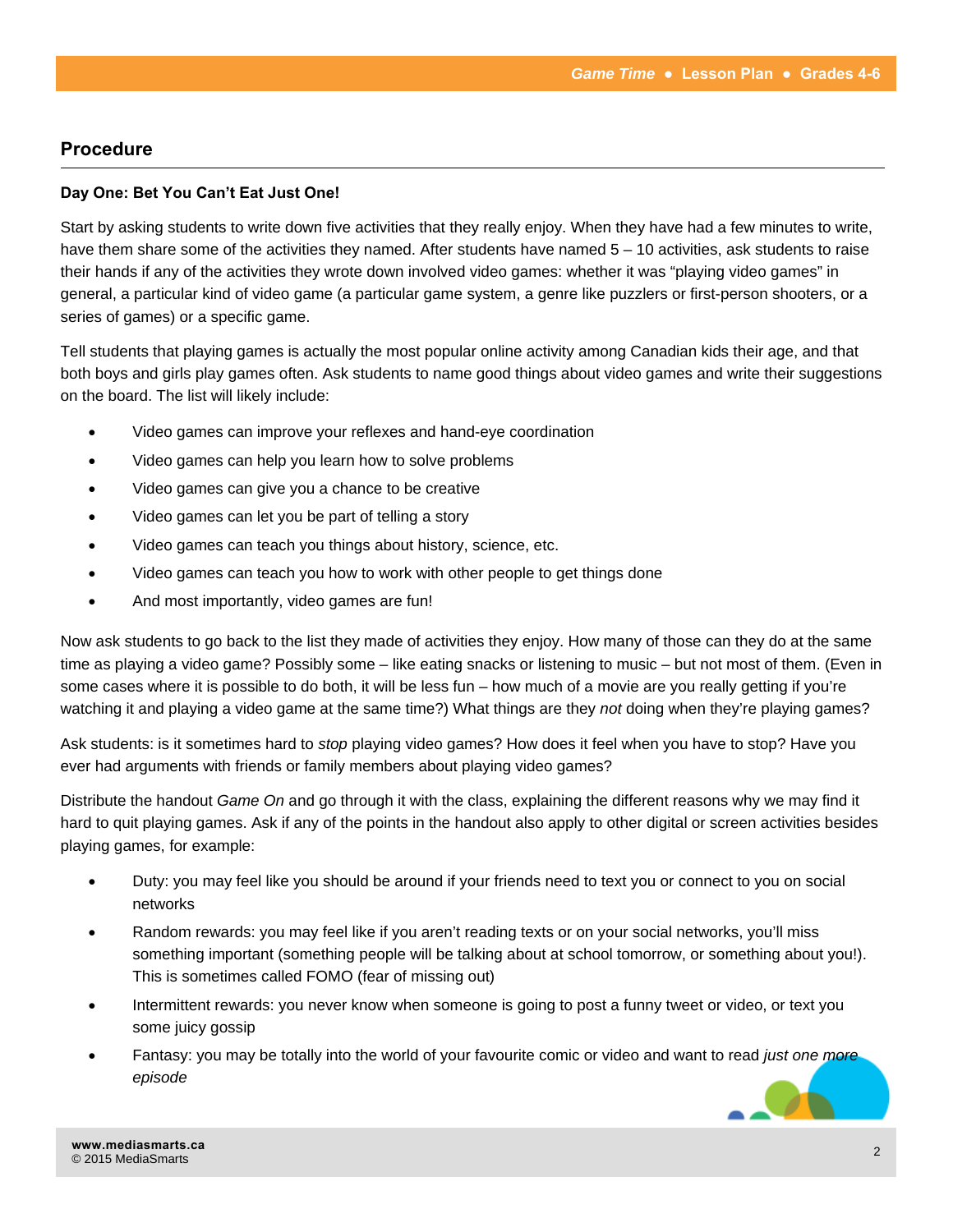## Procedure

**Day One: Bet You Can't Eat Just One!**

Start by asking students to write down five activities that they really enjoy. When they have had a few minutes to write, have them share some of the activities they named. After students have named 5 – 10 activities, ask students to raise their hands if any of the activities they wrote down involved video games: whether it was "playing video games" in general, a particular kind of video game (a particular game system, a genre like puzzlers or first-person shooters, or a series of games) or a specific game.

Tell students that playing games is actually the most popular online activity among Canadian kids their age, and that both boys and girls play games often. Ask students to name good things about video games and write their suggestions on the board. The list will likely include:

- Video games can improve your reflexes and hand-eye coordination
- Video games can help you learn how to solve problems
- Video games can give you a chance to be creative
- Video games can let you be part of telling a story
- Video games can teach you things about history, science, etc.
- Video games can teach you how to work with other people to get things done
- And most importantly, video games are fun!

Now ask students to go back to the list they made of activities they enjoy. How many of those can they do at the same time as playing a video game? Possibly some – like eating snacks or listening to music – but not most of them. (Even in some cases where it is possible to do both, it will be less fun – how much of a movie are you really getting if you're watching it and playing a video game at the same time?) What things are they *not* doing when they're playing games?

Ask students: is it sometimes hard to *stop* playing video games? How does it feel when you have to stop? Have you ever had arguments with friends or family members about playing video games?

Distribute the handout *Game On* and go through it with the class, explaining the different reasons why we may find it hard to quit playing games. Ask if any of the points in the handout also apply to other digital or screen activities besides playing games, for example:

- Duty: you may feel like you should be around if your friends need to text you or connect to you on social networks
- Random rewards: you may feel like if you aren't reading texts or on your social networks, you'll miss something important (something people will be talking about at school tomorrow, or something about you!). This is sometimes called FOMO (fear of missing out)
- Intermittent rewards: you never know when someone is going to post a funny tweet or video, or text you some juicy gossip
- Fantasy: you may be totally into the world of your favourite comic or video and want to read *just one more episode*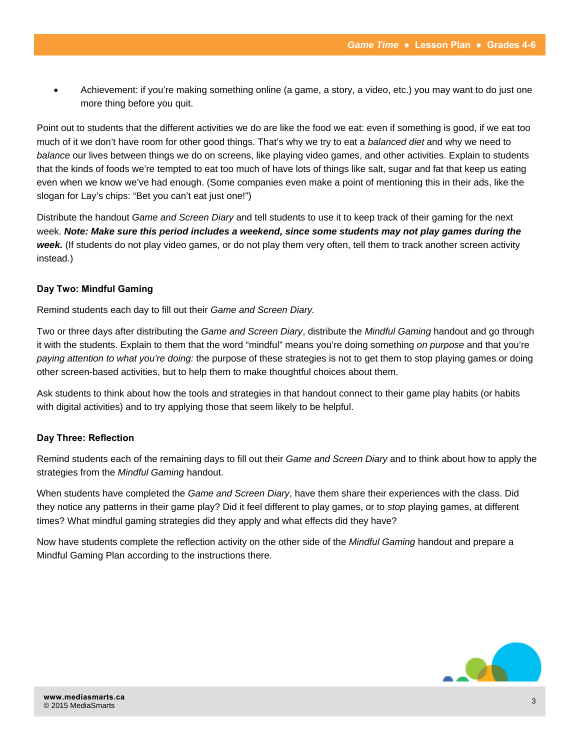- Achievement: if you're making something online (a game, a story, a video, etc.) you may want to do just one more thing before you quit.

Point out to students that the different activities we do are like the food we eat: even if something is good, if we eat too much of it we don't have room for other good things. That's why we try to eat a *balanced diet* and why we need to *balance* our lives between things we do on screens, like playing video games, and other activities. Explain to students that the kinds of foods we're tempted to eat too much of have lots of things like salt, sugar and fat that keep us eating even when we know we've had enough. (Some companies even make a point of mentioning this in their ads, like the slogan for Lay's chips: "Bet you can't eat just one!")

Distribute the handout *Game and Screen Diary* and tell students to use it to keep track of their gaming for the next week. ***Note: Make sure this period includes a weekend, since some students may not play games during the week.*** (If students do not play video games, or do not play them very often, tell them to track another screen activity instead.)

**Day Two: Mindful Gaming**

Remind students each day to fill out their *Game and Screen Diary.*

Two or three days after distributing the *Game and Screen Diary*, distribute the *Mindful Gaming* handout and go through it with the students. Explain to them that the word "mindful" means you're doing something *on purpose* and that you're *paying attention to what you're doing:* the purpose of these strategies is not to get them to stop playing games or doing other screen-based activities, but to help them to make thoughtful choices about them.

Ask students to think about how the tools and strategies in that handout connect to their game play habits (or habits with digital activities) and to try applying those that seem likely to be helpful.

**Day Three: Reflection**

Remind students each of the remaining days to fill out their *Game and Screen Diary* and to think about how to apply the strategies from the *Mindful Gaming* handout.

When students have completed the *Game and Screen Diary*, have them share their experiences with the class. Did they notice any patterns in their game play? Did it feel different to play games, or to *stop* playing games, at different times? What mindful gaming strategies did they apply and what effects did they have?

Now have students complete the reflection activity on the other side of the *Mindful Gaming* handout and prepare a Mindful Gaming Plan according to the instructions there.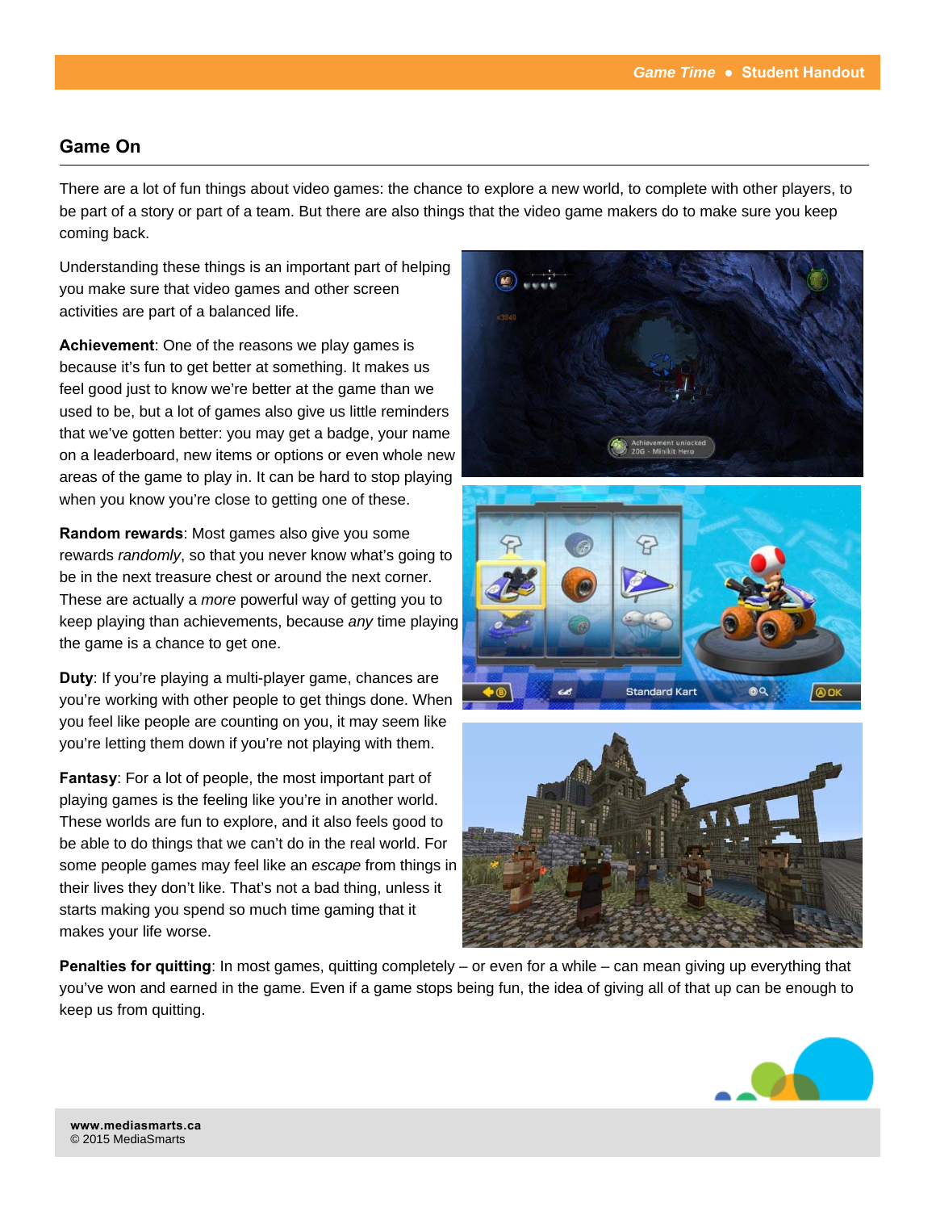## Game On

There are a lot of fun things about video games: the chance to explore a new world, to complete with other players, to be part of a story or part of a team. But there are also things that the video game makers do to make sure you keep coming back.

Understanding these things is an important part of helping you make sure that video games and other screen activities are part of a balanced life.

**Achievement**: One of the reasons we play games is because it's fun to get better at something. It makes us feel good just to know we're better at the game than we used to be, but a lot of games also give us little reminders that we've gotten better: you may get a badge, your name on a leaderboard, new items or options or even whole new areas of the game to play in. It can be hard to stop playing when you know you're close to getting one of these.

**Random rewards**: Most games also give you some rewards *randomly*, so that you never know what's going to be in the next treasure chest or around the next corner. These are actually a *more* powerful way of getting you to keep playing than achievements, because *any* time playing the game is a chance to get one.

**Duty**: If you're playing a multi-player game, chances are you're working with other people to get things done. When you feel like people are counting on you, it may seem like you're letting them down if you're not playing with them.

**Fantasy**: For a lot of people, the most important part of playing games is the feeling like you're in another world. These worlds are fun to explore, and it also feels good to be able to do things that we can't do in the real world. For some people games may feel like an *escape* from things in their lives they don't like. That's not a bad thing, unless it starts making you spend so much time gaming that it makes your life worse.

**Penalties for quitting**: In most games, quitting completely – or even for a while – can mean giving up everything that you've won and earned in the game. Even if a game stops being fun, the idea of giving all of that up can be enough to keep us from quitting.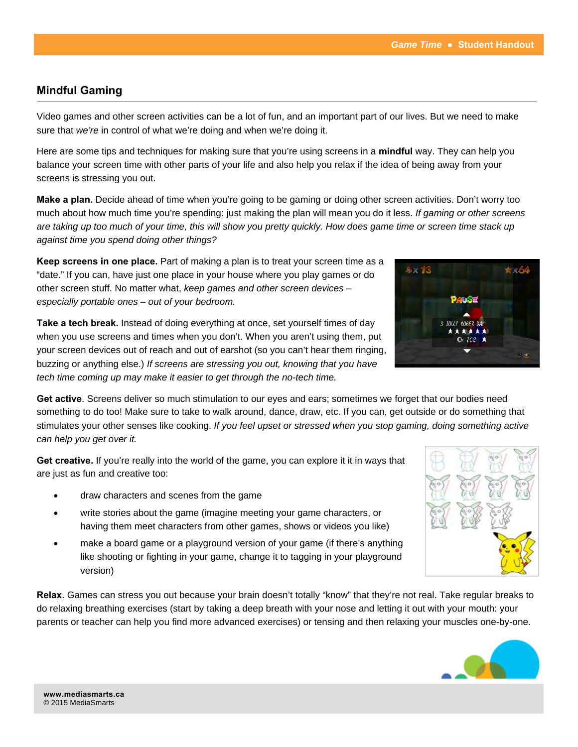## Mindful Gaming

Video games and other screen activities can be a lot of fun, and an important part of our lives. But we need to make sure that *we're* in control of what we're doing and when we're doing it.

Here are some tips and techniques for making sure that you're using screens in a **mindful** way. They can help you balance your screen time with other parts of your life and also help you relax if the idea of being away from your screens is stressing you out.

**Make a plan.** Decide ahead of time when you're going to be gaming or doing other screen activities. Don't worry too much about how much time you're spending: just making the plan will mean you do it less. *If gaming or other screens are taking up too much of your time, this will show you pretty quickly. How does game time or screen time stack up against time you spend doing other things?*

**Keep screens in one place.** Part of making a plan is to treat your screen time as a "date." If you can, have just one place in your house where you play games or do other screen stuff. No matter what, *keep games and other screen devices – especially portable ones – out of your bedroom.*

**Take a tech break.** Instead of doing everything at once, set yourself times of day when you use screens and times when you don't. When you aren't using them, put your screen devices out of reach and out of earshot (so you can't hear them ringing, buzzing or anything else.) *If screens are stressing you out, knowing that you have tech time coming up may make it easier to get through the no-tech time.*

**Get active**. Screens deliver so much stimulation to our eyes and ears; sometimes we forget that our bodies need something to do too! Make sure to take to walk around, dance, draw, etc. If you can, get outside or do something that stimulates your other senses like cooking. *If you feel upset or stressed when you stop gaming, doing something active can help you get over it.*

**Get creative.** If you're really into the world of the game, you can explore it it in ways that are just as fun and creative too:

- draw characters and scenes from the game
- write stories about the game (imagine meeting your game characters, or having them meet characters from other games, shows or videos you like)
- make a board game or a playground version of your game (if there's anything like shooting or fighting in your game, change it to tagging in your playground version)

**Relax**. Games can stress you out because your brain doesn't totally "know" that they're not real. Take regular breaks to do relaxing breathing exercises (start by taking a deep breath with your nose and letting it out with your mouth: your parents or teacher can help you find more advanced exercises) or tensing and then relaxing your muscles one-by-one.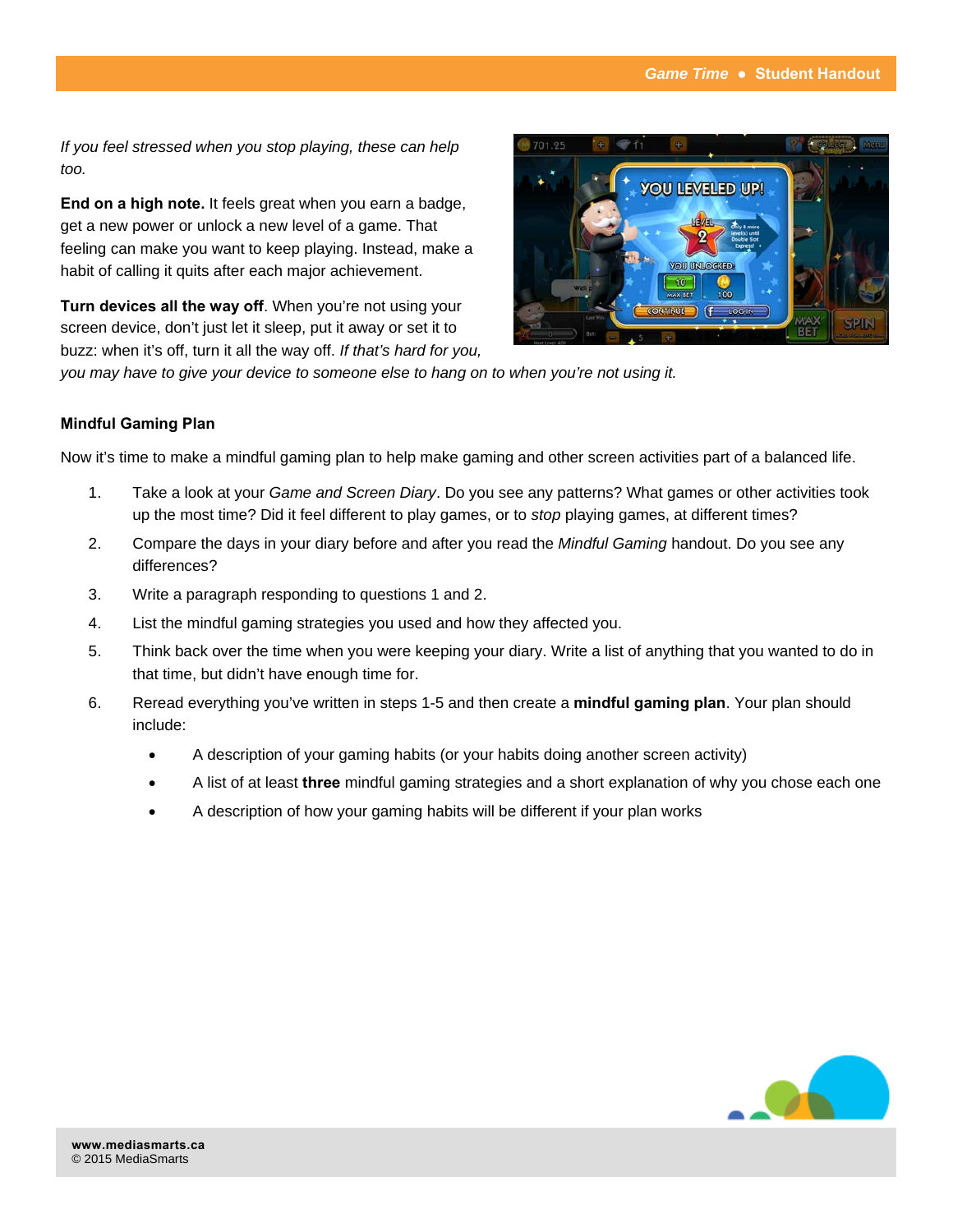*If you feel stressed when you stop playing, these can help too.*

**End on a high note.** It feels great when you earn a badge, get a new power or unlock a new level of a game. That feeling can make you want to keep playing. Instead, make a habit of calling it quits after each major achievement.

**Turn devices all the way off**. When you're not using your screen device, don't just let it sleep, put it away or set it to buzz: when it's off, turn it all the way off. *If that's hard for you, you may have to give your device to someone else to hang on to when you're not using it.*

**Mindful Gaming Plan**

Now it's time to make a mindful gaming plan to help make gaming and other screen activities part of a balanced life.

1. Take a look at your *Game and Screen Diary*. Do you see any patterns? What games or other activities took up the most time? Did it feel different to play games, or to *stop* playing games, at different times?
2. Compare the days in your diary before and after you read the *Mindful Gaming* handout. Do you see any differences?
3. Write a paragraph responding to questions 1 and 2.
4. List the mindful gaming strategies you used and how they affected you.
5. Think back over the time when you were keeping your diary. Write a list of anything that you wanted to do in that time, but didn't have enough time for.
6. Reread everything you've written in steps 1-5 and then create a **mindful gaming plan**. Your plan should include:
   - A description of your gaming habits (or your habits doing another screen activity)
   - A list of at least **three** mindful gaming strategies and a short explanation of why you chose each one
   - A description of how your gaming habits will be different if your plan works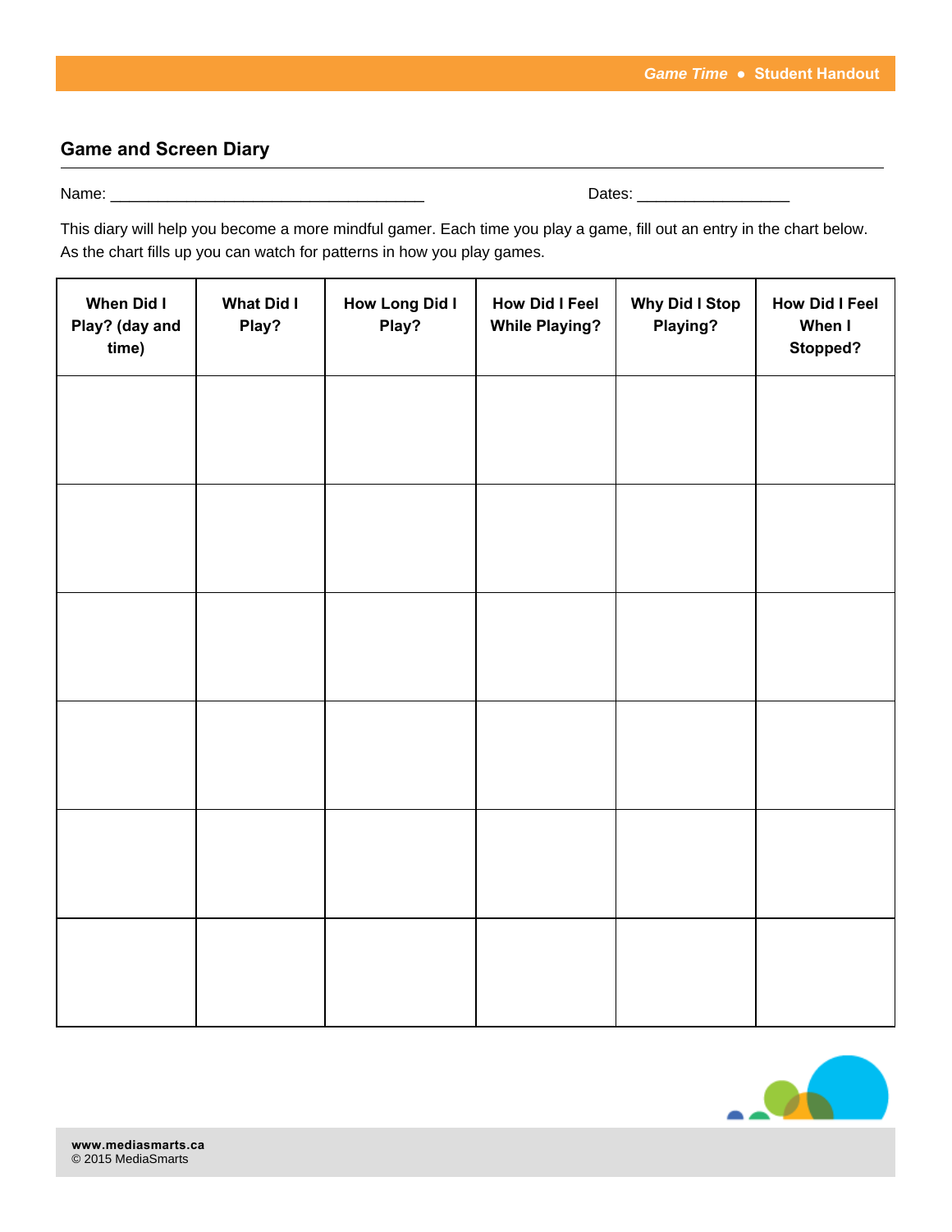## Game and Screen Diary

Name: ___________________________________ Dates: _________________

This diary will help you become a more mindful gamer. Each time you play a game, fill out an entry in the chart below. As the chart fills up you can watch for patterns in how you play games.

| When Did I Play? (day and time) | What Did I Play? | How Long Did I Play? | How Did I Feel While Playing? | Why Did I Stop Playing? | How Did I Feel When I Stopped? |
|---|---|---|---|---|---|
| | | | | | |
| | | | | | |
| | | | | | |
| | | | | | |
| | | | | | |
| | | | | | |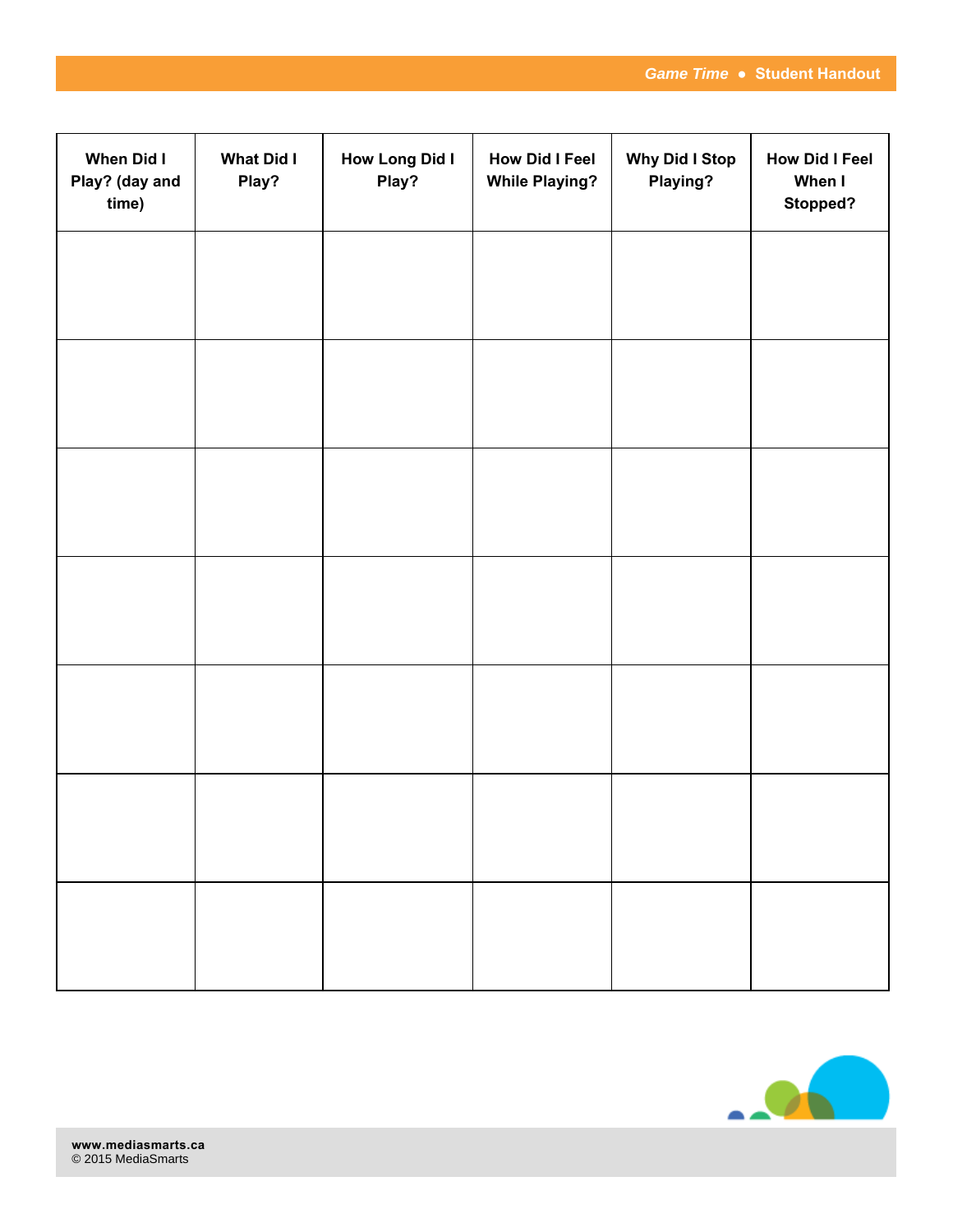| When Did I Play? (day and time) | What Did I Play? | How Long Did I Play? | How Did I Feel While Playing? | Why Did I Stop Playing? | How Did I Feel When I Stopped? |
|---|---|---|---|---|---|
| | | | | | |
| | | | | | |
| | | | | | |
| | | | | | |
| | | | | | |
| | | | | | |
| | | | | | |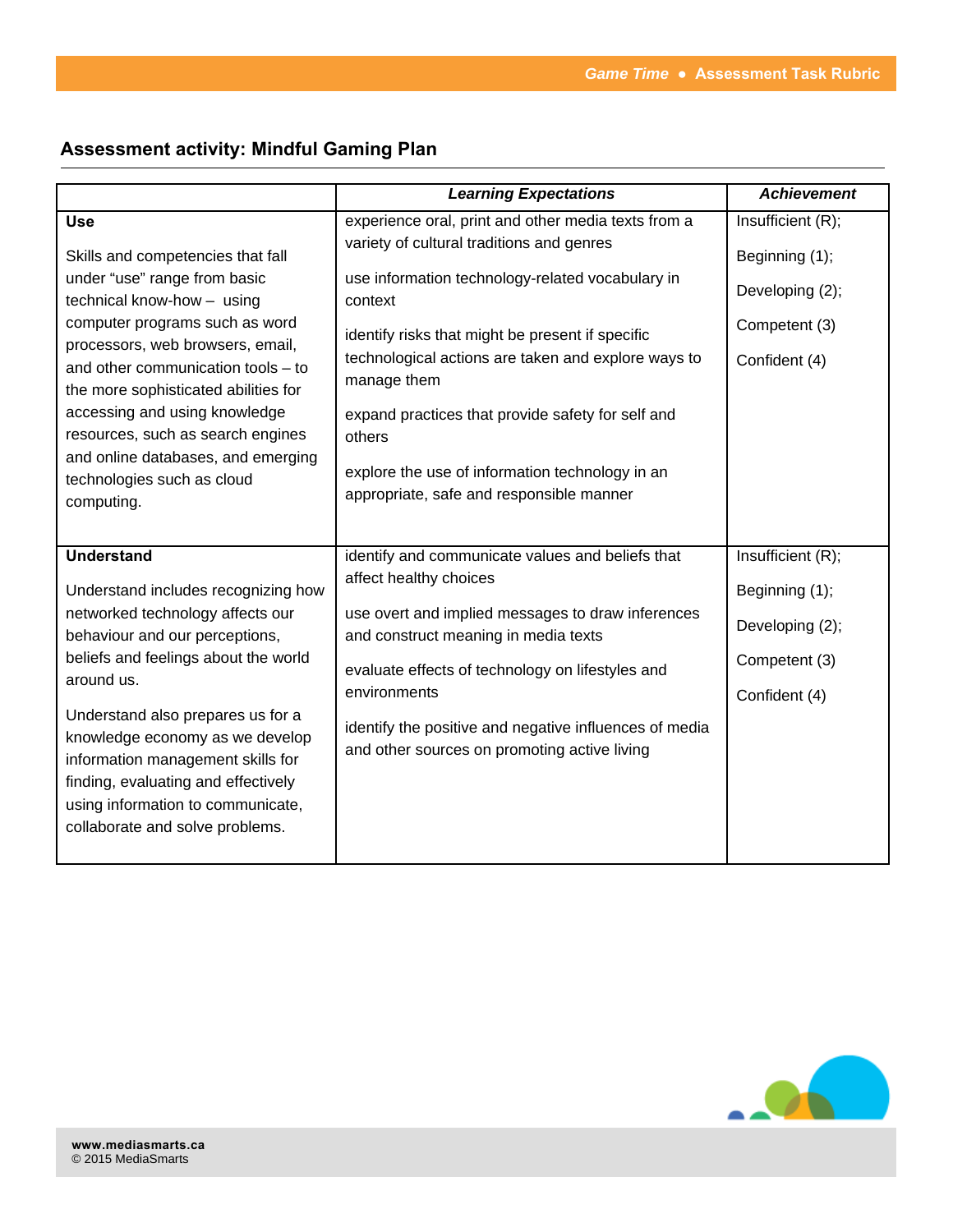## Assessment activity: Mindful Gaming Plan

| | *Learning Expectations* | *Achievement* |
|---|---|---|
| **Use**<br><br>Skills and competencies that fall under "use" range from basic technical know-how – using computer programs such as word processors, web browsers, email, and other communication tools – to the more sophisticated abilities for accessing and using knowledge resources, such as search engines and online databases, and emerging technologies such as cloud computing. | experience oral, print and other media texts from a variety of cultural traditions and genres<br><br>use information technology-related vocabulary in context<br><br>identify risks that might be present if specific technological actions are taken and explore ways to manage them<br><br>expand practices that provide safety for self and others<br><br>explore the use of information technology in an appropriate, safe and responsible manner | Insufficient (R);<br><br>Beginning (1);<br><br>Developing (2);<br><br>Competent (3)<br><br>Confident (4) |
| **Understand**<br><br>Understand includes recognizing how networked technology affects our behaviour and our perceptions, beliefs and feelings about the world around us.<br><br>Understand also prepares us for a knowledge economy as we develop information management skills for finding, evaluating and effectively using information to communicate, collaborate and solve problems. | identify and communicate values and beliefs that affect healthy choices<br><br>use overt and implied messages to draw inferences and construct meaning in media texts<br><br>evaluate effects of technology on lifestyles and environments<br><br>identify the positive and negative influences of media and other sources on promoting active living | Insufficient (R);<br><br>Beginning (1);<br><br>Developing (2);<br><br>Competent (3)<br><br>Confident (4) |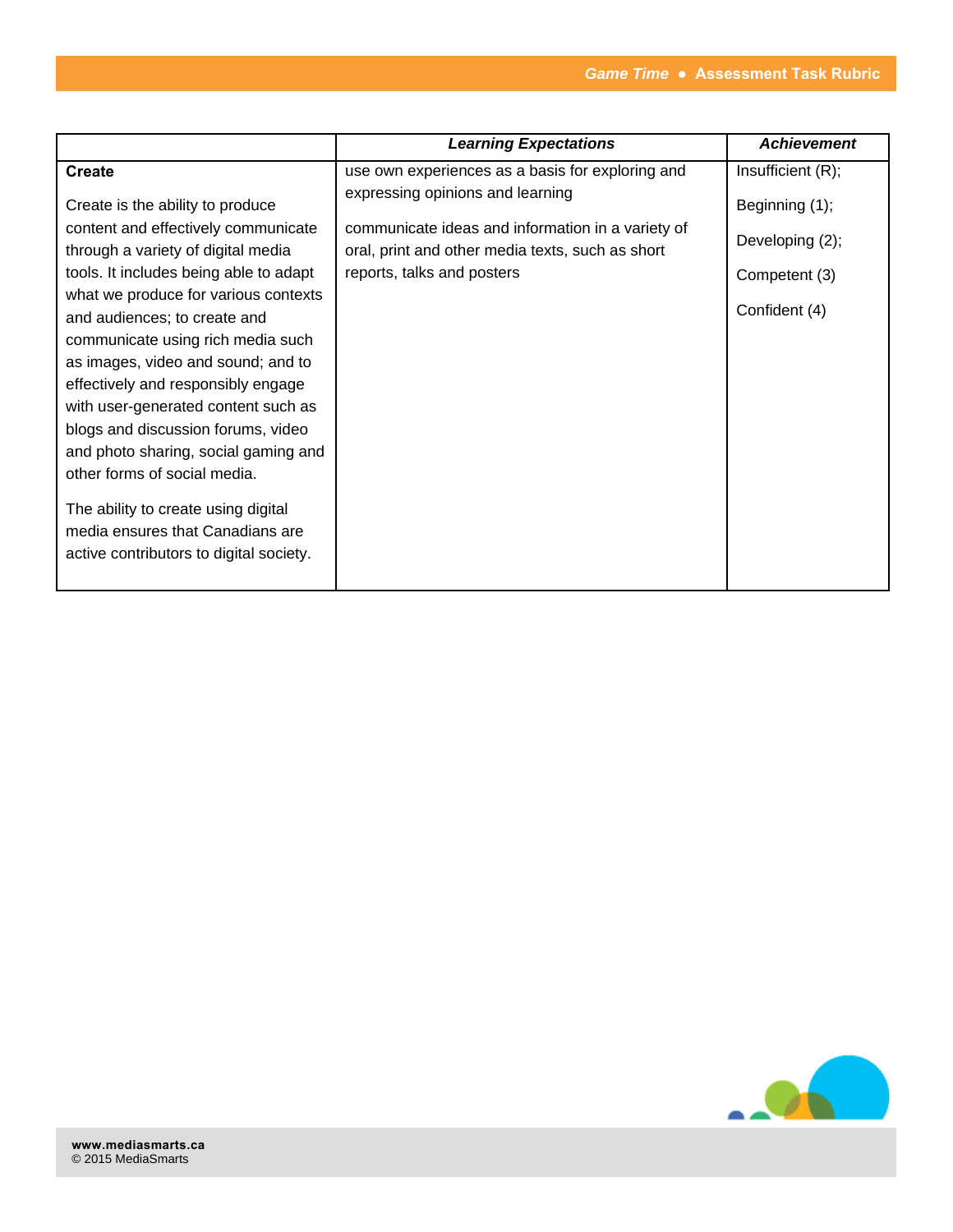| | *Learning Expectations* | *Achievement* |
|---|---|---|
| **Create**<br><br>Create is the ability to produce content and effectively communicate through a variety of digital media tools. It includes being able to adapt what we produce for various contexts and audiences; to create and communicate using rich media such as images, video and sound; and to effectively and responsibly engage with user-generated content such as blogs and discussion forums, video and photo sharing, social gaming and other forms of social media.<br><br>The ability to create using digital media ensures that Canadians are active contributors to digital society. | use own experiences as a basis for exploring and expressing opinions and learning<br><br>communicate ideas and information in a variety of oral, print and other media texts, such as short reports, talks and posters | Insufficient (R);<br><br>Beginning (1);<br><br>Developing (2);<br><br>Competent (3)<br><br>Confident (4) |